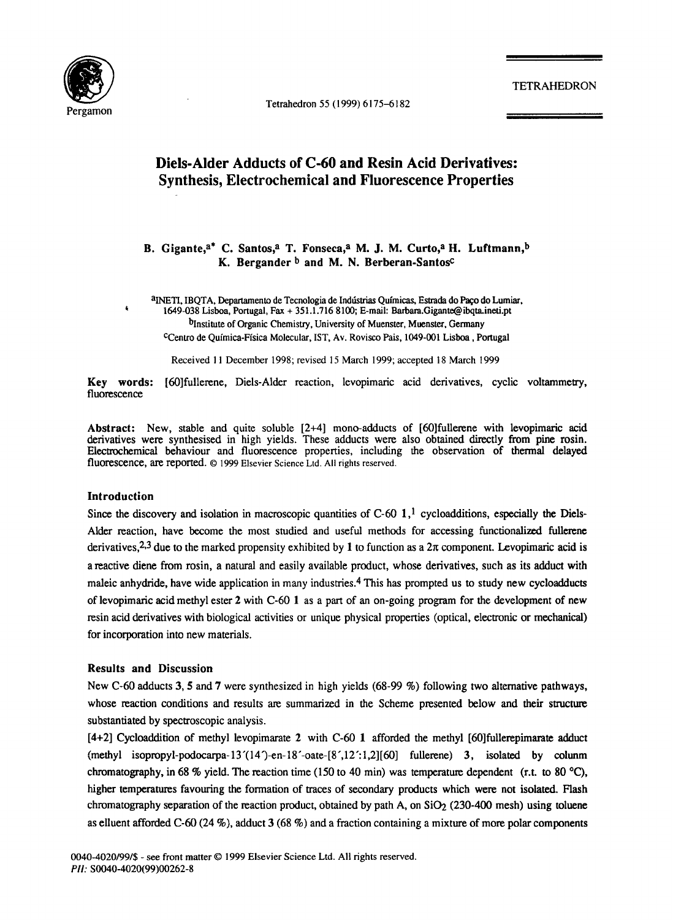# Diels-Alder Adducts of C-60 and Resin Acid Derivatives: Synthesis, Electrochemical and Fluorescence Properties

B. Gigante,[a*] C. Santos,[a] T. Fonseca,[a] M. J. M. Curto,[a] H. Luftmann,[b] K. Bergander[b] and M. N. Berberan-Santos[c]

[a]INETI, IBQTA, Departamento de Tecnologia de Indústrias Químicas, Estrada do Paço do Lumiar, 1649-038 Lisboa, Portugal, Fax + 351.1.716 8100; E-mail: Barbara.Gigante@ibqta.ineti.pt

[b]Institute of Organic Chemistry, University of Muenster, Muenster, Germany

[c]Centro de Química-Física Molecular, IST, Av. Rovisco Pais, 1049-001 Lisboa, Portugal

Received 11 December 1998; revised 15 March 1999; accepted 18 March 1999

**Key words:** [60]fullerene, Diels-Alder reaction, levopimaric acid derivatives, cyclic voltammetry, fluorescence

**Abstract:** New, stable and quite soluble [2+4] mono-adducts of [60]fullerene with levopimaric acid derivatives were synthesised in high yields. These adducts were also obtained directly from pine rosin. Electrochemical behaviour and fluorescence properties, including the observation of thermal delayed fluorescence, are reported. © 1999 Elsevier Science Ltd. All rights reserved.

## Introduction

Since the discovery and isolation in macroscopic quantities of C-60 **1**,[1] cycloadditions, especially the Diels-Alder reaction, have become the most studied and useful methods for accessing functionalized fullerene derivatives,[2,3] due to the marked propensity exhibited by **1** to function as a $2\pi$ component. Levopimaric acid is a reactive diene from rosin, a natural and easily available product, whose derivatives, such as its adduct with maleic anhydride, have wide application in many industries.[4] This has prompted us to study new cycloadducts of levopimaric acid methyl ester **2** with C-60 **1** as a part of an on-going program for the development of new resin acid derivatives with biological activities or unique physical properties (optical, electronic or mechanical) for incorporation into new materials.

## Results and Discussion

New C-60 adducts **3**, **5** and **7** were synthesized in high yields (68-99 %) following two alternative pathways, whose reaction conditions and results are summarized in the Scheme presented below and their structure substantiated by spectroscopic analysis.

[4+2] Cycloaddition of methyl levopimarate **2** with C-60 **1** afforded the methyl [60]fullerepimarate adduct (methyl isopropyl-podocarpa-13′(14′)-en-18′-oate-[8′,12′:1,2][60] fullerene) **3**, isolated by colunm chromatography, in 68 % yield. The reaction time (150 to 40 min) was temperature dependent (r.t. to 80 °C), higher temperatures favouring the formation of traces of secondary products which were not isolated. Flash chromatography separation of the reaction product, obtained by path A, on $SiO_2$ (230-400 mesh) using toluene as elluent afforded C-60 (24 %), adduct **3** (68 %) and a fraction containing a mixture of more polar components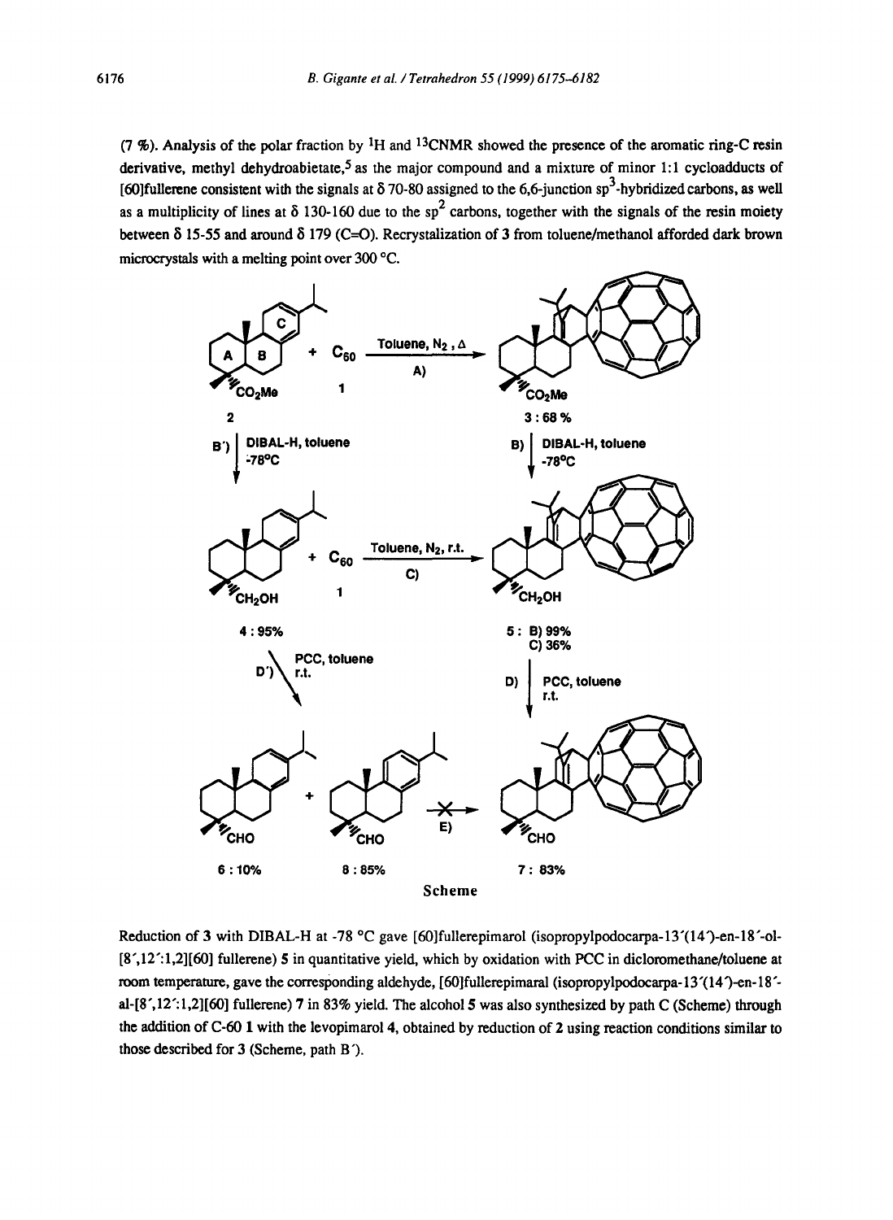(7 %). Analysis of the polar fraction by $^1$H and $^{13}$CNMR showed the presence of the aromatic ring-C resin derivative, methyl dehydroabietate,[5] as the major compound and a mixture of minor 1:1 cycloadducts of [60]fullerene consistent with the signals at δ 70-80 assigned to the 6,6-junction $sp^3$-hybridized carbons, as well as a multiplicity of lines at δ 130-160 due to the $sp^2$ carbons, together with the signals of the resin moiety between δ 15-55 and around δ 179 (C=O). Recrystalization of 3 from toluene/methanol afforded dark brown microcrystals with a melting point over 300 °C.

Scheme

Reduction of 3 with DIBAL-H at -78 °C gave [60]fullerepimarol (isopropylpodocarpa-13′(14′)-en-18′-ol-[8′,12′:1,2][60] fullerene) 5 in quantitative yield, which by oxidation with PCC in dicloromethane/toluene at room temperature, gave the corresponding aldehyde, [60]fullerepimaral (isopropylpodocarpa-13′(14′)-en-18′-al-[8′,12′:1,2][60] fullerene) 7 in 83% yield. The alcohol 5 was also synthesized by path C (Scheme) through the addition of C-60 1 with the levopimarol 4, obtained by reduction of 2 using reaction conditions similar to those described for 3 (Scheme, path B′).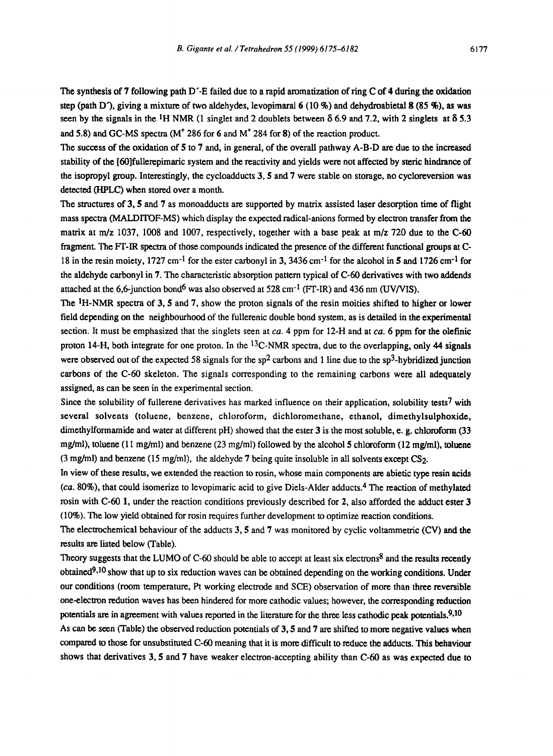The synthesis of **7** following path D´-E failed due to a rapid aromatization of ring C of **4** during the oxidation step (path D´), giving a mixture of two aldehydes, levopimaral **6** (10 %) and dehydroabietal **8** (85 %), as was seen by the signals in the $^1$H NMR (1 singlet and 2 doublets between δ 6.9 and 7.2, with 2 singlets at δ 5.3 and 5.8) and GC-MS spectra ($M^+$ 286 for **6** and $M^+$ 284 for **8**) of the reaction product.

The success of the oxidation of **5** to **7** and, in general, of the overall pathway A-B-D are due to the increased stability of the [60]fullerepimaric system and the reactivity and yields were not affected by steric hindrance of the isopropyl group. Interestingly, the cycloadducts **3**, **5** and **7** were stable on storage, no cycloreversion was detected (HPLC) when stored over a month.

The structures of **3**, **5** and **7** as monoadducts are supported by matrix assisted laser desorption time of flight mass spectra (MALDITOF-MS) which display the expected radical-anions formed by electron transfer from the matrix at m/z 1037, 1008 and 1007, respectively, together with a base peak at m/z 720 due to the C-60 fragment. The FT-IR spectra of those compounds indicated the presence of the different functional groups at C-18 in the resin moiety, 1727 cm$^{-1}$ for the ester carbonyl in **3**, 3436 cm$^{-1}$ for the alcohol in **5** and 1726 cm$^{-1}$ for the aldehyde carbonyl in **7**. The characteristic absorption pattern typical of C-60 derivatives with two addends attached at the 6,6-junction bond[6] was also observed at 528 cm$^{-1}$ (FT-IR) and 436 nm (UV/VIS).

The $^1$H-NMR spectra of **3**, **5** and **7**, show the proton signals of the resin moities shifted to higher or lower field depending on the neighbourhood of the fullerenic double bond system, as is detailed in the experimental section. It must be emphasized that the singlets seen at *ca.* 4 ppm for 12-H and at *ca.* 6 ppm for the olefinic proton 14-H, both integrate for one proton. In the $^{13}$C-NMR spectra, due to the overlapping, only 44 signals were observed out of the expected 58 signals for the sp$^2$ carbons and 1 line due to the sp$^3$-hybridized junction carbons of the C-60 skeleton. The signals corresponding to the remaining carbons were all adequately assigned, as can be seen in the experimental section.

Since the solubility of fullerene derivatives has marked influence on their application, solubility tests[7] with several solvents (toluene, benzene, chloroform, dichloromethane, ethanol, dimethylsulphoxide, dimethylformamide and water at different pH) showed that the ester **3** is the most soluble, e. g. chloroform (33 mg/ml), toluene (11 mg/ml) and benzene (23 mg/ml) followed by the alcohol **5** chloroform (12 mg/ml), toluene (3 mg/ml) and benzene (15 mg/ml), the aldehyde **7** being quite insoluble in all solvents except $CS_2$.

In view of these results, we extended the reaction to rosin, whose main components are abietic type resin acids (*ca.* 80%), that could isomerize to levopimaric acid to give Diels-Alder adducts.[4] The reaction of methylated rosin with C-60 **1**, under the reaction conditions previously described for **2**, also afforded the adduct ester **3** (10%). The low yield obtained for rosin requires further development to optimize reaction conditions.

The electrochemical behaviour of the adducts **3**, **5** and **7** was monitored by cyclic voltammetric (CV) and the results are listed below (Table).

Theory suggests that the LUMO of C-60 should be able to accept at least six electrons[8] and the results recently obtained[9,10] show that up to six reduction waves can be obtained depending on the working conditions. Under our conditions (room temperature, Pt working electrode and SCE) observation of more than three reversible one-electron redution waves has been hindered for more cathodic values; however, the corresponding reduction potentials are in agreement with values reported in the literature for the three less cathodic peak potentials.[9,10]

As can be seen (Table) the observed reduction potentials of **3**, **5** and **7** are shifted to more negative values when compared to those for unsubstituted C-60 meaning that it is more difficult to reduce the adducts. This behaviour shows that derivatives **3**, **5** and **7** have weaker electron-accepting ability than C-60 as was expected due to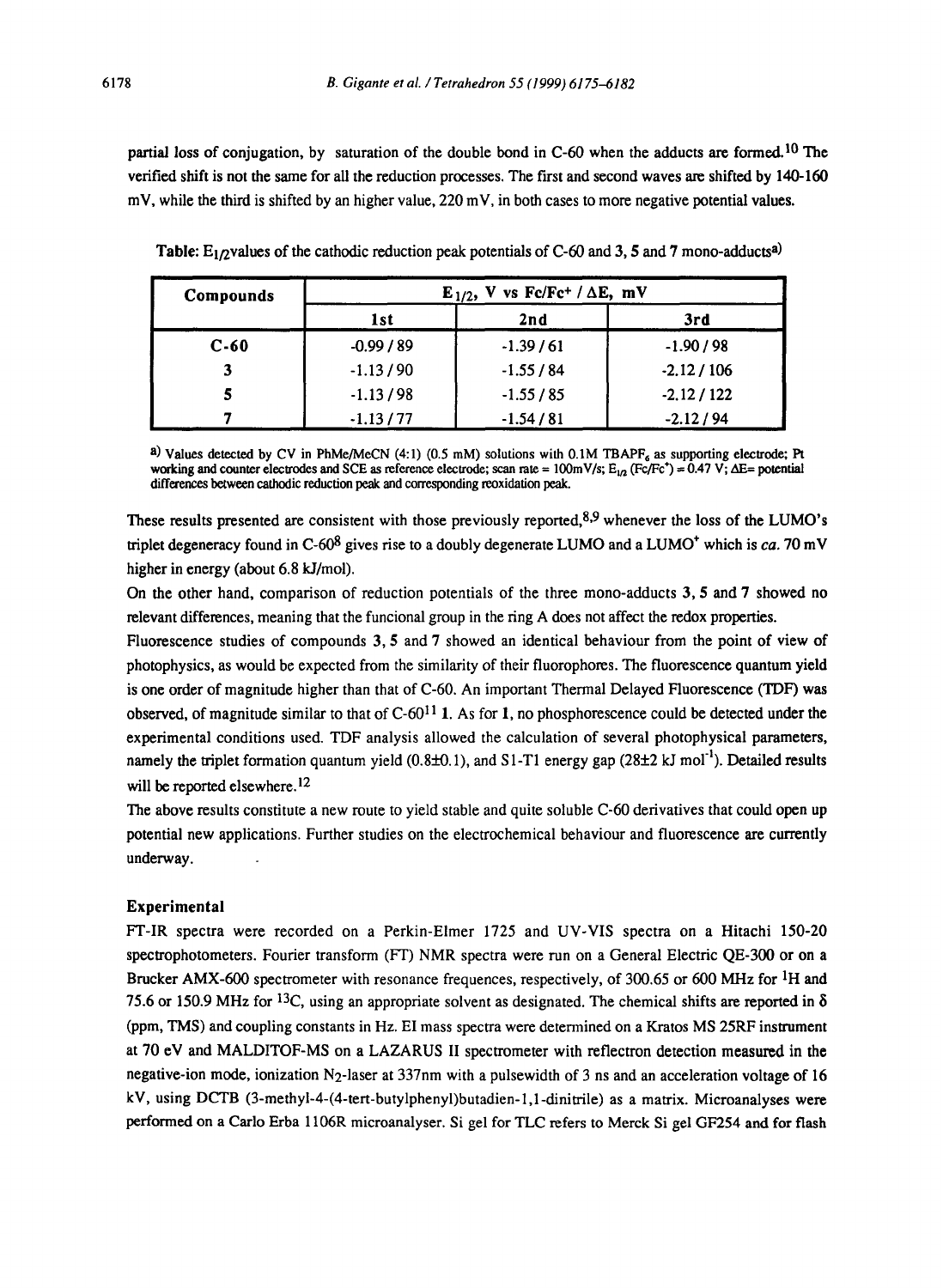partial loss of conjugation, by saturation of the double bond in C-60 when the adducts are formed.[10] The verified shift is not the same for all the reduction processes. The first and second waves are shifted by 140-160 mV, while the third is shifted by an higher value, 220 mV, in both cases to more negative potential values.

**Table:** $E_{1/2}$values of the cathodic reduction peak potentials of C-60 and **3**, **5** and **7** mono-adducts[a)]

| Compounds | $E_{1/2}$, V vs $Fc/Fc^+$ / $\Delta E$, mV | | |
|---|---|---|---|
| | 1st | 2nd | 3rd |
| **C-60** | -0.99 / 89 | -1.39 / 61 | -1.90 / 98 |
| **3** | -1.13 / 90 | -1.55 / 84 | -2.12 / 106 |
| **5** | -1.13 / 98 | -1.55 / 85 | -2.12 / 122 |
| **7** | -1.13 / 77 | -1.54 / 81 | -2.12 / 94 |

a) Values detected by CV in PhMe/MeCN (4:1) (0.5 mM) solutions with 0.1M $TBAPF_6$ as supporting electrode; Pt working and counter electrodes and SCE as reference electrode; scan rate = 100mV/s; $E_{1/2}$ ($Fc/Fc^+$) = 0.47 V; $\Delta E$= potential differences between cathodic reduction peak and corresponding reoxidation peak.

These results presented are consistent with those previously reported,[8,9] whenever the loss of the LUMO's triplet degeneracy found in C-60[8] gives rise to a doubly degenerate LUMO and a $LUMO^+$ which is *ca.* 70 mV higher in energy (about 6.8 kJ/mol).

On the other hand, comparison of reduction potentials of the three mono-adducts **3**, **5** and **7** showed no relevant differences, meaning that the funcional group in the ring A does not affect the redox properties.

Fluorescence studies of compounds **3**, **5** and **7** showed an identical behaviour from the point of view of photophysics, as would be expected from the similarity of their fluorophores. The fluorescence quantum yield is one order of magnitude higher than that of C-60. An important Thermal Delayed Fluorescence (TDF) was observed, of magnitude similar to that of C-60[11] **1**. As for **1**, no phosphorescence could be detected under the experimental conditions used. TDF analysis allowed the calculation of several photophysical parameters, namely the triplet formation quantum yield (0.8±0.1), and S1-T1 energy gap (28±2 kJ $mol^{-1}$). Detailed results will be reported elsewhere.[12]

The above results constitute a new route to yield stable and quite soluble C-60 derivatives that could open up potential new applications. Further studies on the electrochemical behaviour and fluorescence are currently underway.

## Experimental

FT-IR spectra were recorded on a Perkin-Elmer 1725 and UV-VIS spectra on a Hitachi 150-20 spectrophotometers. Fourier transform (FT) NMR spectra were run on a General Electric QE-300 or on a Brucker AMX-600 spectrometer with resonance frequences, respectively, of 300.65 or 600 MHz for $^1H$ and 75.6 or 150.9 MHz for $^{13}C$, using an appropriate solvent as designated. The chemical shifts are reported in $\delta$ (ppm, TMS) and coupling constants in Hz. EI mass spectra were determined on a Kratos MS 25RF instrument at 70 eV and MALDITOF-MS on a LAZARUS II spectrometer with reflectron detection measured in the negative-ion mode, ionization $N_2$-laser at 337nm with a pulsewidth of 3 ns and an acceleration voltage of 16 kV, using DCTB (3-methyl-4-(4-tert-butylphenyl)butadien-1,1-dinitrile) as a matrix. Microanalyses were performed on a Carlo Erba 1106R microanalyser. Si gel for TLC refers to Merck Si gel GF254 and for flash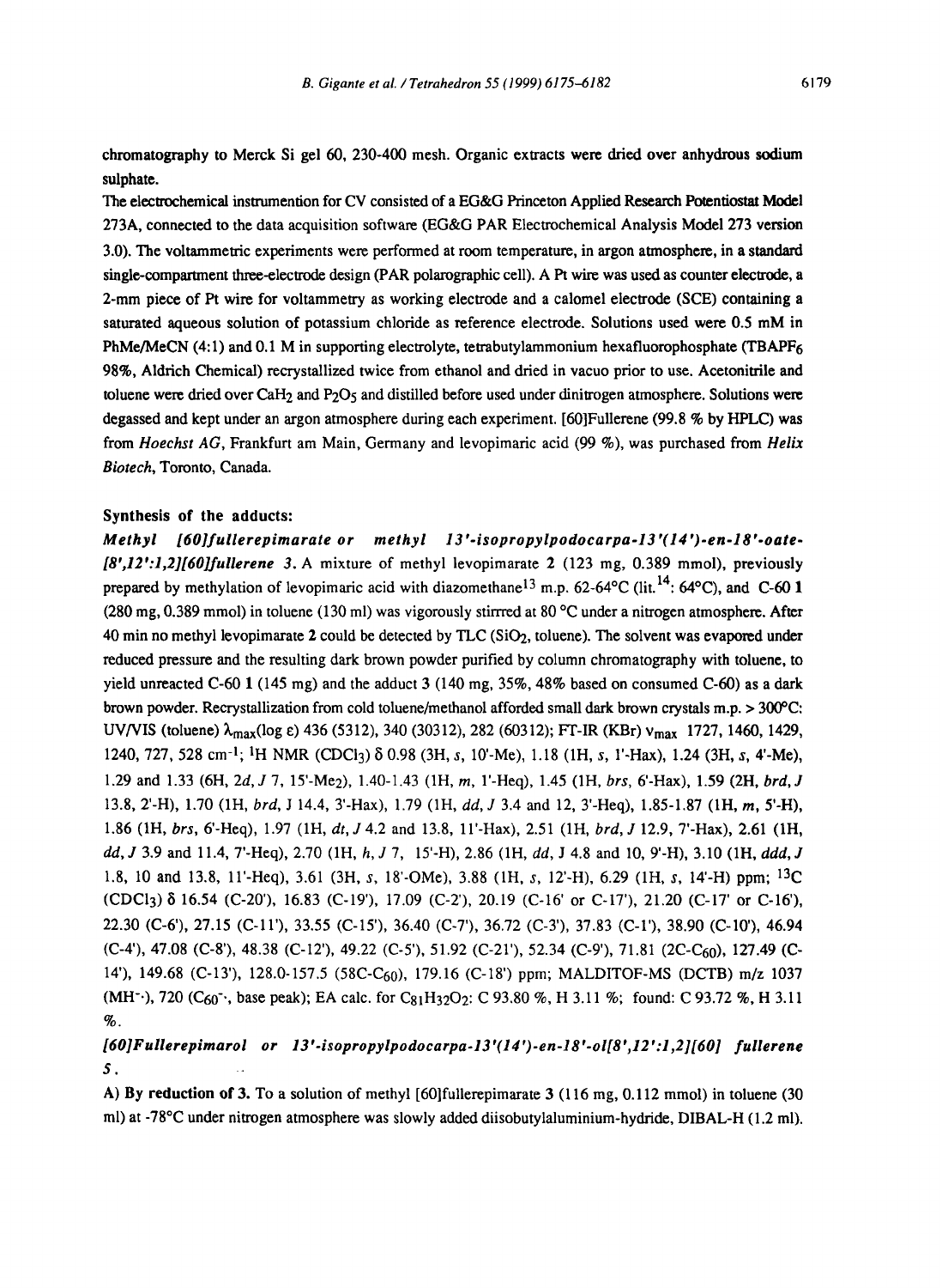chromatography to Merck Si gel 60, 230-400 mesh. Organic extracts were dried over anhydrous sodium sulphate.

The electrochemical instrumention for CV consisted of a EG&G Princeton Applied Research Potentiostat Model 273A, connected to the data acquisition software (EG&G PAR Electrochemical Analysis Model 273 version 3.0). The voltammetric experiments were performed at room temperature, in argon atmosphere, in a standard single-compartment three-electrode design (PAR polarographic cell). A Pt wire was used as counter electrode, a 2-mm piece of Pt wire for voltammetry as working electrode and a calomel electrode (SCE) containing a saturated aqueous solution of potassium chloride as reference electrode. Solutions used were 0.5 mM in PhMe/MeCN (4:1) and 0.1 M in supporting electrolyte, tetrabutylammonium hexafluorophosphate ($TBAPF_6$ 98%, Aldrich Chemical) recrystallized twice from ethanol and dried in vacuo prior to use. Acetonitrile and toluene were dried over $CaH_2$ and $P_2O_5$ and distilled before used under dinitrogen atmosphere. Solutions were degassed and kept under an argon atmosphere during each experiment. [60]Fullerene (99.8 % by HPLC) was from *Hoechst AG*, Frankfurt am Main, Germany and levopimaric acid (99 %), was purchased from *Helix Biotech*, Toronto, Canada.

### Synthesis of the adducts:

***Methyl [60]fullerepimarate or methyl 13'-isopropylpodocarpa-13'(14')-en-18'-oate-[8',12':1,2][60]fullerene 3.*** A mixture of methyl levopimarate **2** (123 mg, 0.389 mmol), previously prepared by methylation of levopimaric acid with diazomethane[13] m.p. 62-64°C (lit.[14]: 64°C), and C-60 **1** (280 mg, 0.389 mmol) in toluene (130 ml) was vigorously stirrred at 80 °C under a nitrogen atmosphere. After 40 min no methyl levopimarate **2** could be detected by TLC ($SiO_2$, toluene). The solvent was evapored under reduced pressure and the resulting dark brown powder purified by column chromatography with toluene, to yield unreacted C-60 **1** (145 mg) and the adduct **3** (140 mg, 35%, 48% based on consumed C-60) as a dark brown powder. Recrystallization from cold toluene/methanol afforded small dark brown crystals m.p. > 300°C: UV/VIS (toluene) $\lambda_{max}$(log ε) 436 (5312), 340 (30312), 282 (60312); FT-IR (KBr) $\nu_{max}$ 1727, 1460, 1429, 1240, 727, 528 $cm^{-1}$; $^1H$ NMR ($CDCl_3$) δ 0.98 (3H, *s*, 10'-Me), 1.18 (1H, *s*, 1'-Hax), 1.24 (3H, *s*, 4'-Me), 1.29 and 1.33 (6H, 2*d*, *J* 7, 15'-$Me_2$), 1.40-1.43 (1H, *m*, 1'-Heq), 1.45 (1H, *brs*, 6'-Hax), 1.59 (2H, *brd*, *J* 13.8, 2'-H), 1.70 (1H, *brd*, J 14.4, 3'-Hax), 1.79 (1H, *dd*, *J* 3.4 and 12, 3'-Heq), 1.85-1.87 (1H, *m*, 5'-H), 1.86 (1H, *brs*, 6'-Heq), 1.97 (1H, *dt*, *J* 4.2 and 13.8, 11'-Hax), 2.51 (1H, *brd*, *J* 12.9, 7'-Hax), 2.61 (1H, *dd*, *J* 3.9 and 11.4, 7'-Heq), 2.70 (1H, *h*, *J* 7, 15'-H), 2.86 (1H, *dd*, J 4.8 and 10, 9'-H), 3.10 (1H, *ddd*, *J* 1.8, 10 and 13.8, 11'-Heq), 3.61 (3H, *s*, 18'-OMe), 3.88 (1H, *s*, 12'-H), 6.29 (1H, *s*, 14'-H) ppm; $^{13}C$ ($CDCl_3$) δ 16.54 (C-20'), 16.83 (C-19'), 17.09 (C-2'), 20.19 (C-16' or C-17'), 21.20 (C-17' or C-16'), 22.30 (C-6'), 27.15 (C-11'), 33.55 (C-15'), 36.40 (C-7'), 36.72 (C-3'), 37.83 (C-1'), 38.90 (C-10'), 46.94 (C-4'), 47.08 (C-8'), 48.38 (C-12'), 49.22 (C-5'), 51.92 (C-21'), 52.34 (C-9'), 71.81 (2C-$C_{60}$), 127.49 (C-14'), 149.68 (C-13'), 128.0-157.5 (58C-$C_{60}$), 179.16 (C-18') ppm; MALDITOF-MS (DCTB) m/z 1037 ($MH^{-\cdot}$), 720 ($C_{60}^{-\cdot}$, base peak); EA calc. for $C_{81}H_{32}O_2$: C 93.80 %, H 3.11 %; found: C 93.72 %, H 3.11 %.

***[60]Fullerepimarol or 13'-isopropylpodocarpa-13'(14')-en-18'-ol[8',12':1,2][60] fullerene 5.***

**A) By reduction of 3.** To a solution of methyl [60]fullerepimarate **3** (116 mg, 0.112 mmol) in toluene (30 ml) at -78°C under nitrogen atmosphere was slowly added diisobutylaluminium-hydride, DIBAL-H (1.2 ml).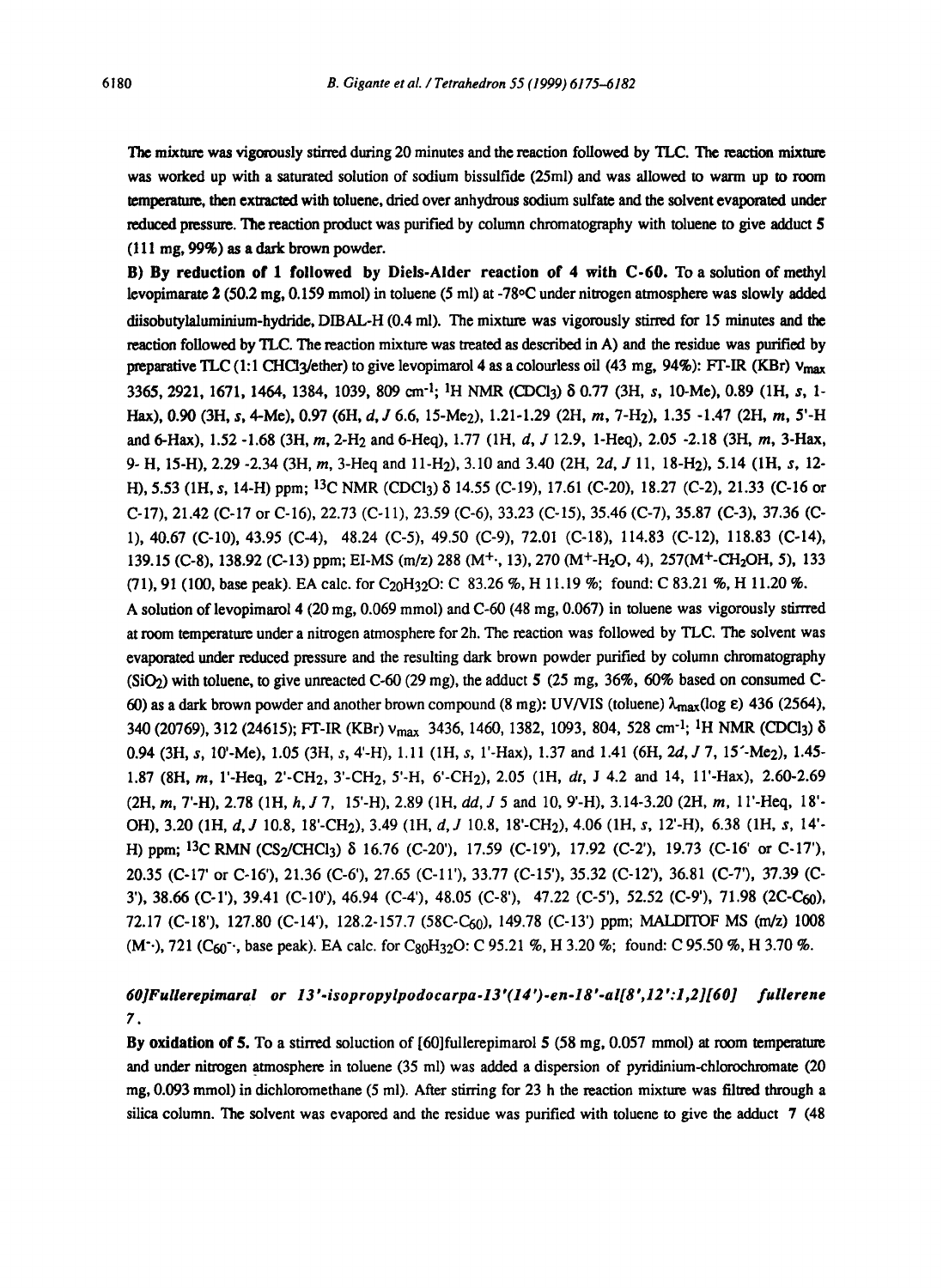The mixture was vigorously stirred during 20 minutes and the reaction followed by TLC. The reaction mixture was worked up with a saturated solution of sodium bissulfide (25ml) and was allowed to warm up to room temperature, then extracted with toluene, dried over anhydrous sodium sulfate and the solvent evaporated under reduced pressure. The reaction product was purified by column chromatography with toluene to give adduct **5** (111 mg, 99%) as a dark brown powder.

**B) By reduction of 1 followed by Diels-Alder reaction of 4 with C-60.** To a solution of methyl levopimarate **2** (50.2 mg, 0.159 mmol) in toluene (5 ml) at -78°C under nitrogen atmosphere was slowly added diisobutylaluminium-hydride, DIBAL-H (0.4 ml). The mixture was vigorously stirred for 15 minutes and the reaction followed by TLC. The reaction mixture was treated as described in A) and the residue was purified by preparative TLC (1:1 $CHCl_3$/ether) to give levopimarol **4** as a colourless oil (43 mg, 94%): FT-IR (KBr) $\nu_{max}$ 3365, 2921, 1671, 1464, 1384, 1039, 809 $cm^{-1}$; $^1H$ NMR ($CDCl_3$) δ 0.77 (3H, *s*, 10-Me), 0.89 (1H, *s*, 1-Hax), 0.90 (3H, *s*, 4-Me), 0.97 (6H, *d*, *J* 6.6, 15-$Me_2$), 1.21-1.29 (2H, *m*, 7-$H_2$), 1.35 -1.47 (2H, *m*, 5'-H and 6-Hax), 1.52 -1.68 (3H, *m*, 2-$H_2$ and 6-Heq), 1.77 (1H, *d*, *J* 12.9, 1-Heq), 2.05 -2.18 (3H, *m*, 3-Hax, 9- H, 15-H), 2.29 -2.34 (3H, *m*, 3-Heq and 11-$H_2$), 3.10 and 3.40 (2H, 2*d*, *J* 11, 18-$H_2$), 5.14 (1H, *s*, 12-H), 5.53 (1H, *s*, 14-H) ppm; $^{13}C$ NMR ($CDCl_3$) δ 14.55 (C-19), 17.61 (C-20), 18.27 (C-2), 21.33 (C-16 or C-17), 21.42 (C-17 or C-16), 22.73 (C-11), 23.59 (C-6), 33.23 (C-15), 35.46 (C-7), 35.87 (C-3), 37.36 (C-1), 40.67 (C-10), 43.95 (C-4), 48.24 (C-5), 49.50 (C-9), 72.01 (C-18), 114.83 (C-12), 118.83 (C-14), 139.15 (C-8), 138.92 (C-13) ppm; EI-MS (m/z) 288 ($M^{+\cdot}$, 13), 270 ($M^+$-$H_2O$, 4), 257($M^+$-$CH_2OH$, 5), 133 (71), 91 (100, base peak). EA calc. for $C_{20}H_{32}O$: C 83.26 %, H 11.19 %; found: C 83.21 %, H 11.20 %.

A solution of levopimarol **4** (20 mg, 0.069 mmol) and C-60 (48 mg, 0.067) in toluene was vigorously stirrred at room temperature under a nitrogen atmosphere for 2h. The reaction was followed by TLC. The solvent was evaporated under reduced pressure and the resulting dark brown powder purified by column chromatography ($SiO_2$) with toluene, to give unreacted C-60 (29 mg), the adduct **5** (25 mg, 36%, 60% based on consumed C-60) as a dark brown powder and another brown compound (8 mg): UV/VIS (toluene) $\lambda_{max}$(log ε) 436 (2564), 340 (20769), 312 (24615); FT-IR (KBr) $\nu_{max}$ 3436, 1460, 1382, 1093, 804, 528 $cm^{-1}$; $^1H$ NMR ($CDCl_3$) δ 0.94 (3H, *s*, 10'-Me), 1.05 (3H, *s*, 4'-H), 1.11 (1H, *s*, 1'-Hax), 1.37 and 1.41 (6H, 2*d*, *J* 7, 15'-$Me_2$), 1.45-1.87 (8H, *m*, 1'-Heq, 2'-$CH_2$, 3'-$CH_2$, 5'-H, 6'-$CH_2$), 2.05 (1H, *dt*, J 4.2 and 14, 11'-Hax), 2.60-2.69 (2H, *m*, 7'-H), 2.78 (1H, *h*, *J* 7, 15'-H), 2.89 (1H, *dd*, *J* 5 and 10, 9'-H), 3.14-3.20 (2H, *m*, 11'-Heq, 18'-OH), 3.20 (1H, *d*, *J* 10.8, 18'-$CH_2$), 3.49 (1H, *d*, *J* 10.8, 18'-$CH_2$), 4.06 (1H, *s*, 12'-H), 6.38 (1H, *s*, 14'-H) ppm; $^{13}C$ RMN ($CS_2$/$CHCl_3$) δ 16.76 (C-20'), 17.59 (C-19'), 17.92 (C-2'), 19.73 (C-16' or C-17'), 20.35 (C-17' or C-16'), 21.36 (C-6'), 27.65 (C-11'), 33.77 (C-15'), 35.32 (C-12'), 36.81 (C-7'), 37.39 (C-3'), 38.66 (C-1'), 39.41 (C-10'), 46.94 (C-4'), 48.05 (C-8'), 47.22 (C-5'), 52.52 (C-9'), 71.98 (2C-$C_{60}$), 72.17 (C-18'), 127.80 (C-14'), 128.2-157.7 (58C-$C_{60}$), 149.78 (C-13') ppm; MALDITOF MS (m/z) 1008 ($M^{-\cdot}$), 721 ($C_{60}^{-\cdot}$, base peak). EA calc. for $C_{80}H_{32}O$: C 95.21 %, H 3.20 %; found: C 95.50 %, H 3.70 %.

### *60]Fullerepimaral or 13'-isopropylpodocarpa-13'(14')-en-18'-al[8',12':1,2][60] fullerene 7.*

**By oxidation of 5.** To a stirred soluction of [60]fullerepimarol **5** (58 mg, 0.057 mmol) at room temperature and under nitrogen atmosphere in toluene (35 ml) was added a dispersion of pyridinium-chlorochromate (20 mg, 0.093 mmol) in dichloromethane (5 ml). After stirring for 23 h the reaction mixture was filtred through a silica column. The solvent was evapored and the residue was purified with toluene to give the adduct **7** (48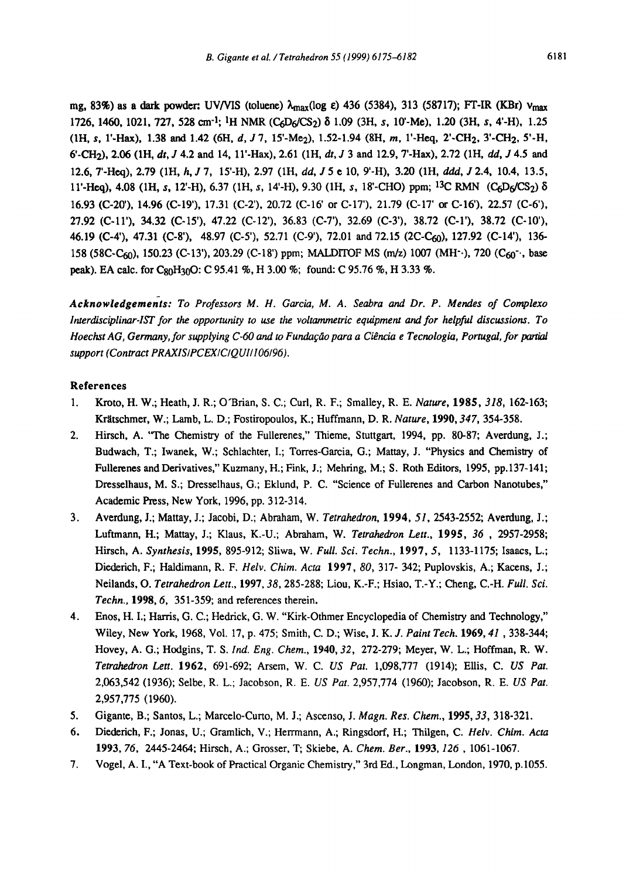mg, 83%) as a dark powder: UV/VIS (toluene) $\lambda_{max}$(log ε) 436 (5384), 313 (58717); FT-IR (KBr) $\nu_{max}$ 1726, 1460, 1021, 727, 528 cm$^{-1}$; $^1$H NMR ($C_6D_6/CS_2$) δ 1.09 (3H, *s*, 10'-Me), 1.20 (3H, *s*, 4'-H), 1.25 (1H, *s*, 1'-Hax), 1.38 and 1.42 (6H, *d*, *J* 7, 15'-$Me_2$), 1.52-1.94 (8H, *m*, 1'-Heq, 2'-$CH_2$, 3'-$CH_2$, 5'-H, 6'-$CH_2$), 2.06 (1H, *dt*, *J* 4.2 and 14, 11'-Hax), 2.61 (1H, *dt*, *J* 3 and 12.9, 7'-Hax), 2.72 (1H, *dd*, *J* 4.5 and 12.6, 7'-Heq), 2.79 (1H, *h*, *J* 7, 15'-H), 2.97 (1H, *dd*, *J* 5 e 10, 9'-H), 3.20 (1H, *ddd*, *J* 2.4, 10.4, 13.5, 11'-Heq), 4.08 (1H, *s*, 12'-H), 6.37 (1H, *s*, 14'-H), 9.30 (1H, *s*, 18'-CHO) ppm; $^{13}$C RMN ($C_6D_6/CS_2$) δ 16.93 (C-20'), 14.96 (C-19'), 17.31 (C-2'), 20.72 (C-16' or C-17'), 21.79 (C-17' or C-16'), 22.57 (C-6'), 27.92 (C-11'), 34.32 (C-15'), 47.22 (C-12'), 36.83 (C-7'), 32.69 (C-3'), 38.72 (C-1'), 38.72 (C-10'), 46.19 (C-4'), 47.31 (C-8'), 48.97 (C-5'), 52.71 (C-9'), 72.01 and 72.15 (2C-$C_{60}$), 127.92 (C-14'), 136-158 (58C-$C_{60}$), 150.23 (C-13'), 203.29 (C-18') ppm; MALDITOF MS (m/z) 1007 (MH$^{-\cdot}$), 720 ($C_{60}^{-\cdot}$, base peak). EA calc. for $C_{80}H_{30}O$: C 95.41 %, H 3.00 %; found: C 95.76 %, H 3.33 %.

***Acknowledgements:*** *To Professors M. H. Garcia, M. A. Seabra and Dr. P. Mendes of Complexo Interdisciplinar-IST for the opportunity to use the voltammetric equipment and for helpful discussions. To Hoechst AG, Germany, for supplying C-60 and to Fundação para a Ciência e Tecnologia, Portugal, for partial support (Contract PRAXIS/PCEX/C/QUI/106/96).*

## References

1. Kroto, H. W.; Heath, J. R.; O'Brian, S. C.; Curl, R. F.; Smalley, R. E. *Nature*, **1985**, *318*, 162-163; Krätschmer, W.; Lamb, L. D.; Fostiropoulos, K.; Huffmann, D. R. *Nature*, **1990**, *347*, 354-358.
2. Hirsch, A. "The Chemistry of the Fullerenes," Thieme, Stuttgart, 1994, pp. 80-87; Averdung, J.; Budwach, T.; Iwanek, W.; Schlachter, I.; Torres-Garcia, G.; Mattay, J. "Physics and Chemistry of Fullerenes and Derivatives," Kuzmany, H.; Fink, J.; Mehring, M.; S. Roth Editors, 1995, pp.137-141; Dresselhaus, M. S.; Dresselhaus, G.; Eklund, P. C. "Science of Fullerenes and Carbon Nanotubes," Academic Press, New York, 1996, pp. 312-314.
3. Averdung, J.; Mattay, J.; Jacobi, D.; Abraham, W. *Tetrahedron*, **1994**, *51*, 2543-2552; Averdung, J.; Luftmann, H.; Mattay, J.; Klaus, K.-U.; Abraham, W. *Tetrahedron Lett*., **1995**, *36* , 2957-2958; Hirsch, A. *Synthesis*, **1995**, 895-912; Sliwa, W. *Full. Sci. Techn*., **1997**, *5*, 1133-1175; Isaacs, L.; Diederich, F.; Haldimann, R. F. *Helv. Chim. Acta* **1997**, *80*, 317- 342; Puplovskis, A.; Kacens, J.; Neilands, O. *Tetrahedron Lett*., **1997**, *38*, 285-288; Liou, K.-F.; Hsiao, T.-Y.; Cheng, C.-H. *Full. Sci. Techn*., **1998**, *6*, 351-359; and references therein.
4. Enos, H. I.; Harris, G. C.; Hedrick, G. W. "Kirk-Othmer Encyclopedia of Chemistry and Technology," Wiley, New York, 1968, Vol. 17, p. 475; Smith, C. D.; Wise, J. K. *J. Paint Tech*. **1969**, *41* , 338-344; Hovey, A. G.; Hodgins, T. S. *Ind. Eng. Chem*., **1940**, *32*, 272-279; Meyer, W. L.; Hoffman, R. W. *Tetrahedron Lett*. **1962**, 691-692; Arsem, W. C. *US Pat*. 1,098,777 (1914); Ellis, C. *US Pat*. 2,063,542 (1936); Selbe, R. L.; Jacobson, R. E. *US Pat*. 2,957,774 (1960); Jacobson, R. E. *US Pat*. 2,957,775 (1960).
5. Gigante, B.; Santos, L.; Marcelo-Curto, M. J.; Ascenso, J. *Magn. Res. Chem*., **1995**, *33*, 318-321.
6. Diederich, F.; Jonas, U.; Gramlich, V.; Herrmann, A.; Ringsdorf, H.; Thilgen, C. *Helv. Chim. Acta* **1993**, *76*, 2445-2464; Hirsch, A.; Grosser, T; Skiebe, A. *Chem. Ber*., **1993**, *126* , 1061-1067.
7. Vogel, A. I., "A Text-book of Practical Organic Chemistry," 3rd Ed., Longman, London, 1970, p.1055.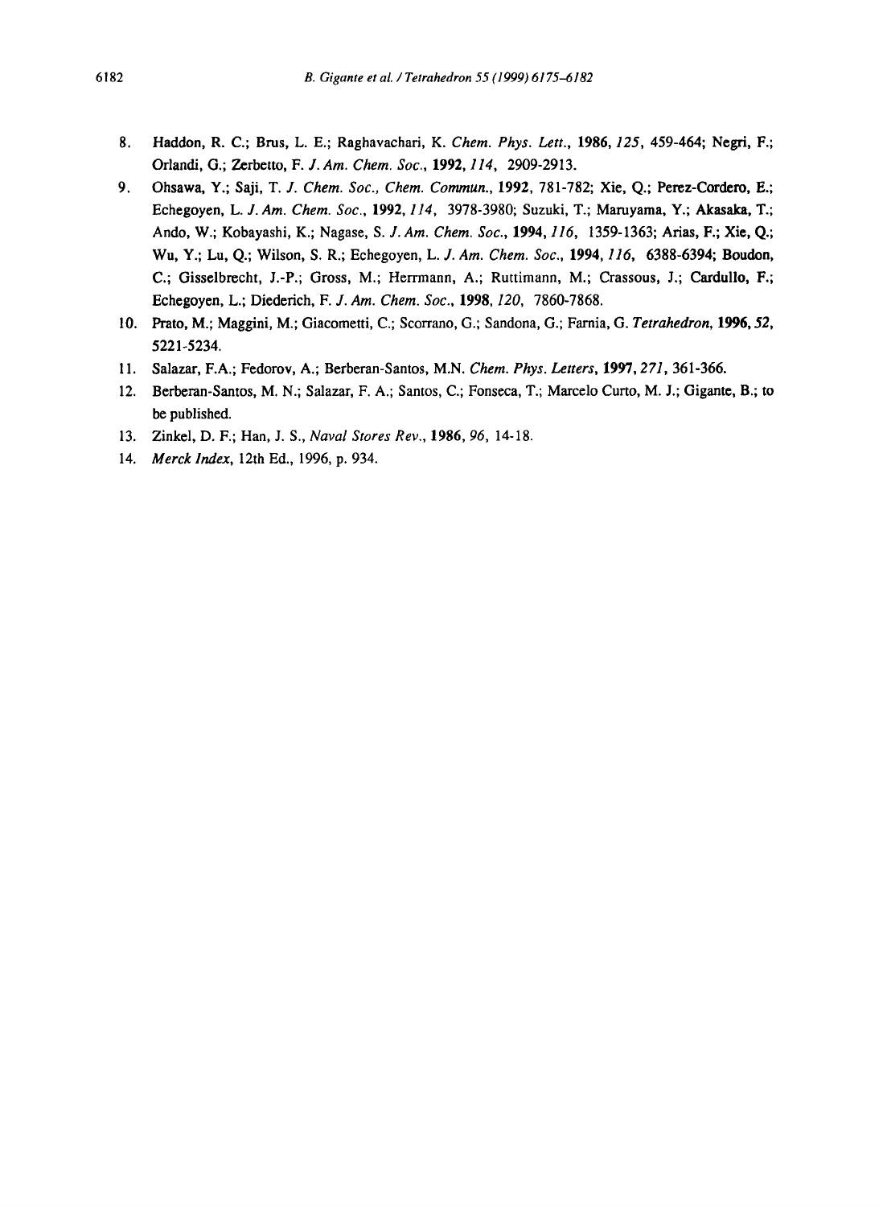8. Haddon, R. C.; Brus, L. E.; Raghavachari, K. *Chem. Phys. Lett.*, **1986**, *125*, 459-464; Negri, F.; Orlandi, G.; Zerbetto, F. *J. Am. Chem. Soc.*, **1992**, *114*, 2909-2913.
9. Ohsawa, Y.; Saji, T. *J. Chem. Soc., Chem. Commun.*, **1992**, 781-782; Xie, Q.; Perez-Cordero, E.; Echegoyen, L. *J. Am. Chem. Soc.*, **1992**, *114*, 3978-3980; Suzuki, T.; Maruyama, Y.; Akasaka, T.; Ando, W.; Kobayashi, K.; Nagase, S. *J. Am. Chem. Soc.*, **1994**, *116*, 1359-1363; Arias, F.; Xie, Q.; Wu, Y.; Lu, Q.; Wilson, S. R.; Echegoyen, L. *J. Am. Chem. Soc.*, **1994**, *116*, 6388-6394; Boudon, C.; Gisselbrecht, J.-P.; Gross, M.; Herrmann, A.; Ruttimann, M.; Crassous, J.; Cardullo, F.; Echegoyen, L.; Diederich, F. *J. Am. Chem. Soc.*, **1998**, *120*, 7860-7868.
10. Prato, M.; Maggini, M.; Giacometti, C.; Scorrano, G.; Sandona, G.; Farnia, G. *Tetrahedron*, **1996**, *52*, 5221-5234.
11. Salazar, F.A.; Fedorov, A.; Berberan-Santos, M.N. *Chem. Phys. Letters*, **1997**, *271*, 361-366.
12. Berberan-Santos, M. N.; Salazar, F. A.; Santos, C.; Fonseca, T.; Marcelo Curto, M. J.; Gigante, B.; to be published.
13. Zinkel, D. F.; Han, J. S., *Naval Stores Rev.*, **1986**, *96*, 14-18.
14. *Merck Index*, 12th Ed., 1996, p. 934.